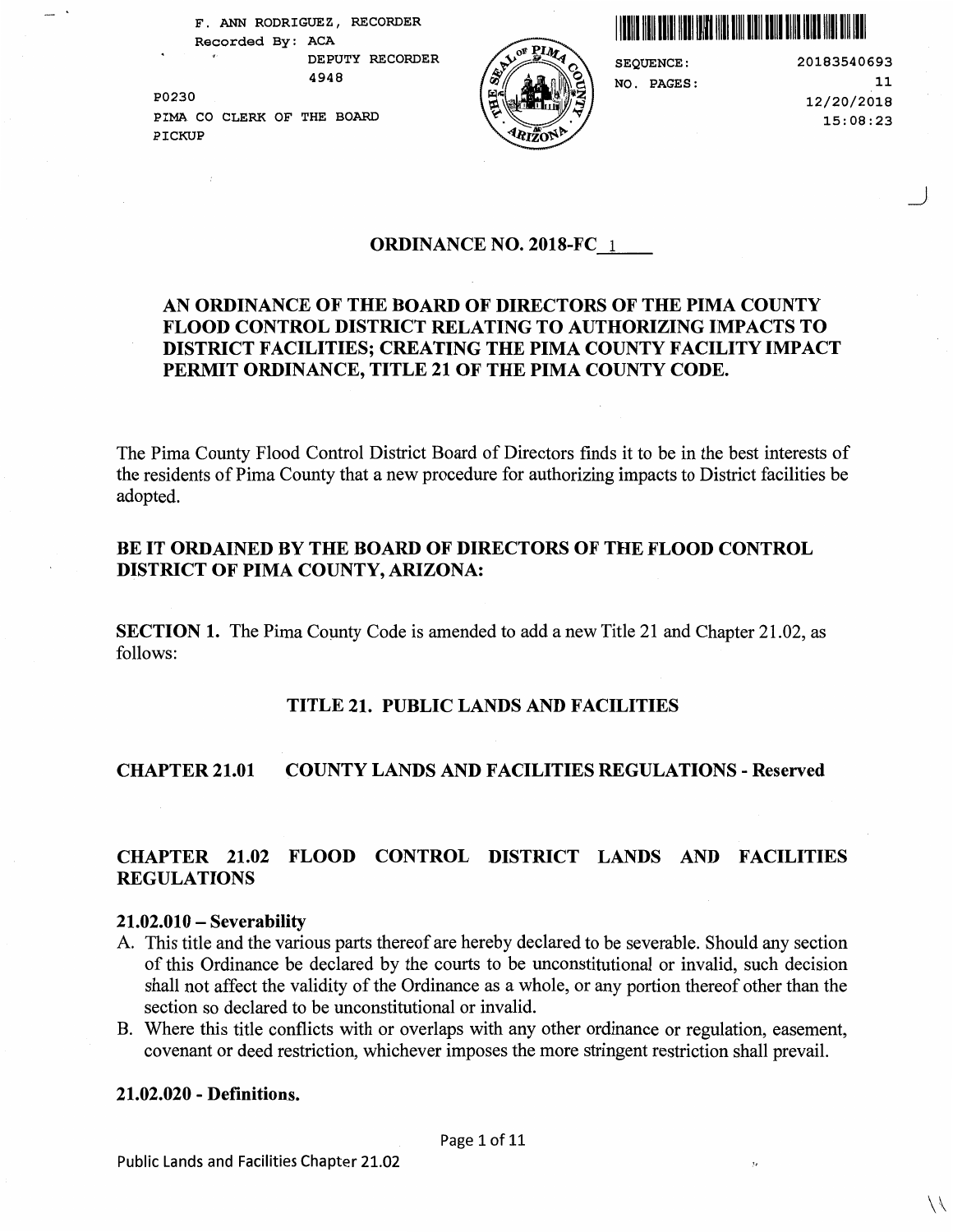F. ANN RODRIGUEZ, RECORDER
Recorded By: ACA
DEPUTY RECORDER
4948
P0230
PIMA CO CLERK OF THE BOARD
PICKUP

SEQUENCE: 20183540693
NO. PAGES: 11
12/20/2018
15:08:23

## ORDINANCE NO. 2018-FC 1

## AN ORDINANCE OF THE BOARD OF DIRECTORS OF THE PIMA COUNTY FLOOD CONTROL DISTRICT RELATING TO AUTHORIZING IMPACTS TO DISTRICT FACILITIES; CREATING THE PIMA COUNTY FACILITY IMPACT PERMIT ORDINANCE, TITLE 21 OF THE PIMA COUNTY CODE.

The Pima County Flood Control District Board of Directors finds it to be in the best interests of the residents of Pima County that a new procedure for authorizing impacts to District facilities be adopted.

**BE IT ORDAINED BY THE BOARD OF DIRECTORS OF THE FLOOD CONTROL DISTRICT OF PIMA COUNTY, ARIZONA:**

**SECTION 1.** The Pima County Code is amended to add a new Title 21 and Chapter 21.02, as follows:

## TITLE 21. PUBLIC LANDS AND FACILITIES

### CHAPTER 21.01 COUNTY LANDS AND FACILITIES REGULATIONS - Reserved

### CHAPTER 21.02 FLOOD CONTROL DISTRICT LANDS AND FACILITIES REGULATIONS

**21.02.010 – Severability**

A. This title and the various parts thereof are hereby declared to be severable. Should any section of this Ordinance be declared by the courts to be unconstitutional or invalid, such decision shall not affect the validity of the Ordinance as a whole, or any portion thereof other than the section so declared to be unconstitutional or invalid.
B. Where this title conflicts with or overlaps with any other ordinance or regulation, easement, covenant or deed restriction, whichever imposes the more stringent restriction shall prevail.

**21.02.020 - Definitions.**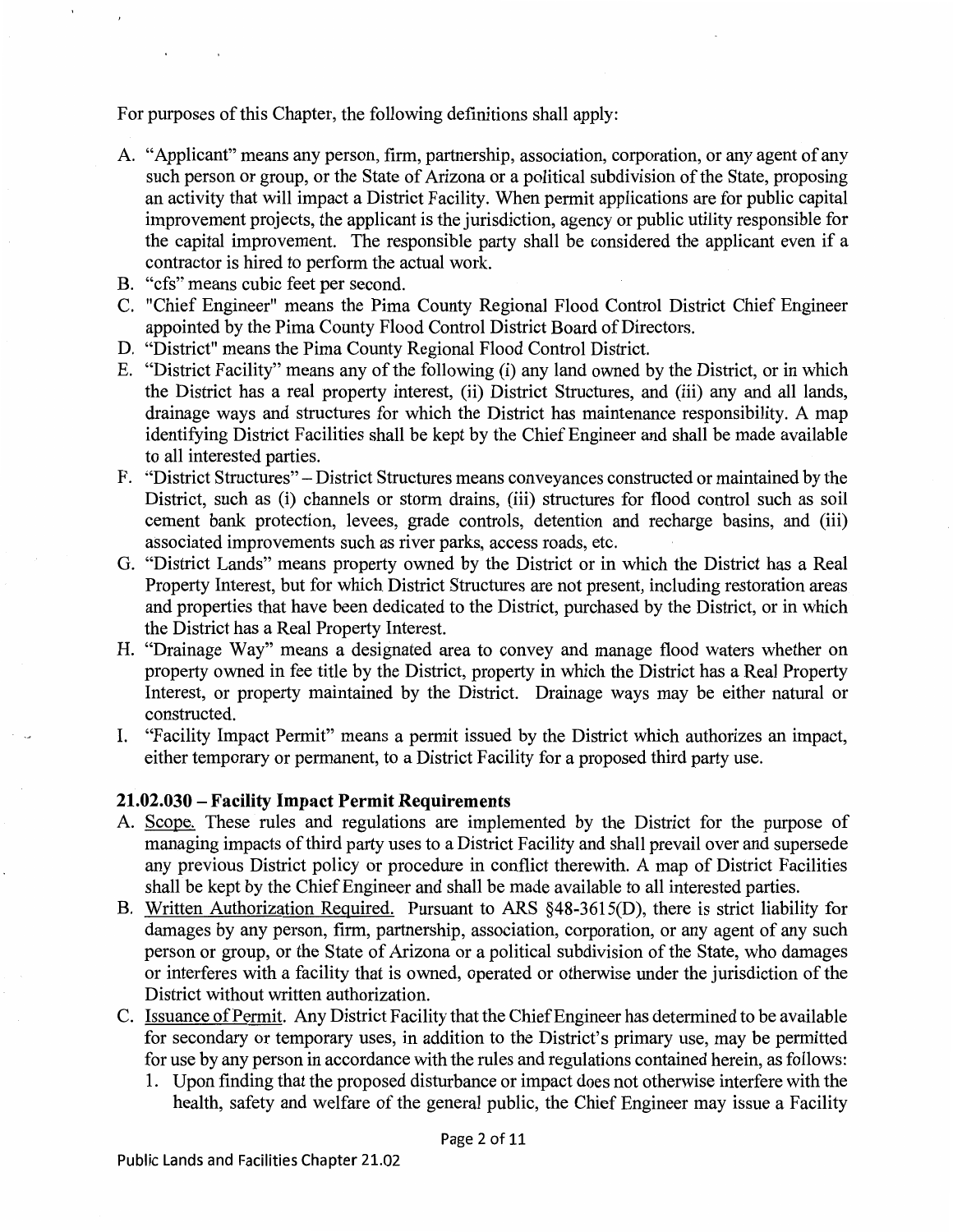For purposes of this Chapter, the following definitions shall apply:

A. "Applicant" means any person, firm, partnership, association, corporation, or any agent of any such person or group, or the State of Arizona or a political subdivision of the State, proposing an activity that will impact a District Facility. When permit applications are for public capital improvement projects, the applicant is the jurisdiction, agency or public utility responsible for the capital improvement. The responsible party shall be considered the applicant even if a contractor is hired to perform the actual work.
B. "cfs" means cubic feet per second.
C. "Chief Engineer" means the Pima County Regional Flood Control District Chief Engineer appointed by the Pima County Flood Control District Board of Directors.
D. "District" means the Pima County Regional Flood Control District.
E. "District Facility" means any of the following (i) any land owned by the District, or in which the District has a real property interest, (ii) District Structures, and (iii) any and all lands, drainage ways and structures for which the District has maintenance responsibility. A map identifying District Facilities shall be kept by the Chief Engineer and shall be made available to all interested parties.
F. "District Structures" – District Structures means conveyances constructed or maintained by the District, such as (i) channels or storm drains, (iii) structures for flood control such as soil cement bank protection, levees, grade controls, detention and recharge basins, and (iii) associated improvements such as river parks, access roads, etc.
G. "District Lands" means property owned by the District or in which the District has a Real Property Interest, but for which District Structures are not present, including restoration areas and properties that have been dedicated to the District, purchased by the District, or in which the District has a Real Property Interest.
H. "Drainage Way" means a designated area to convey and manage flood waters whether on property owned in fee title by the District, property in which the District has a Real Property Interest, or property maintained by the District. Drainage ways may be either natural or constructed.
I. "Facility Impact Permit" means a permit issued by the District which authorizes an impact, either temporary or permanent, to a District Facility for a proposed third party use.

### 21.02.030 – Facility Impact Permit Requirements

A. Scope. These rules and regulations are implemented by the District for the purpose of managing impacts of third party uses to a District Facility and shall prevail over and supersede any previous District policy or procedure in conflict therewith. A map of District Facilities shall be kept by the Chief Engineer and shall be made available to all interested parties.
B. Written Authorization Required. Pursuant to ARS §48-3615(D), there is strict liability for damages by any person, firm, partnership, association, corporation, or any agent of any such person or group, or the State of Arizona or a political subdivision of the State, who damages or interferes with a facility that is owned, operated or otherwise under the jurisdiction of the District without written authorization.
C. Issuance of Permit. Any District Facility that the Chief Engineer has determined to be available for secondary or temporary uses, in addition to the District's primary use, may be permitted for use by any person in accordance with the rules and regulations contained herein, as follows:
   1. Upon finding that the proposed disturbance or impact does not otherwise interfere with the health, safety and welfare of the general public, the Chief Engineer may issue a Facility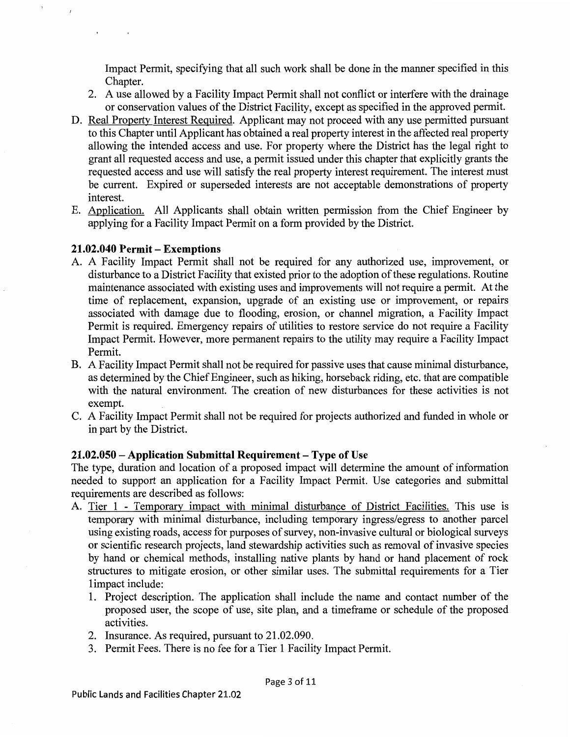Impact Permit, specifying that all such work shall be done in the manner specified in this Chapter.

2. A use allowed by a Facility Impact Permit shall not conflict or interfere with the drainage or conservation values of the District Facility, except as specified in the approved permit.

D. Real Property Interest Required. Applicant may not proceed with any use permitted pursuant to this Chapter until Applicant has obtained a real property interest in the affected real property allowing the intended access and use. For property where the District has the legal right to grant all requested access and use, a permit issued under this chapter that explicitly grants the requested access and use will satisfy the real property interest requirement. The interest must be current. Expired or superseded interests are not acceptable demonstrations of property interest.

E. Application. All Applicants shall obtain written permission from the Chief Engineer by applying for a Facility Impact Permit on a form provided by the District.

### 21.02.040 Permit – Exemptions

A. A Facility Impact Permit shall not be required for any authorized use, improvement, or disturbance to a District Facility that existed prior to the adoption of these regulations. Routine maintenance associated with existing uses and improvements will not require a permit. At the time of replacement, expansion, upgrade of an existing use or improvement, or repairs associated with damage due to flooding, erosion, or channel migration, a Facility Impact Permit is required. Emergency repairs of utilities to restore service do not require a Facility Impact Permit. However, more permanent repairs to the utility may require a Facility Impact Permit.

B. A Facility Impact Permit shall not be required for passive uses that cause minimal disturbance, as determined by the Chief Engineer, such as hiking, horseback riding, etc. that are compatible with the natural environment. The creation of new disturbances for these activities is not exempt.

C. A Facility Impact Permit shall not be required for projects authorized and funded in whole or in part by the District.

### 21.02.050 – Application Submittal Requirement – Type of Use

The type, duration and location of a proposed impact will determine the amount of information needed to support an application for a Facility Impact Permit. Use categories and submittal requirements are described as follows:

A. Tier 1 - Temporary impact with minimal disturbance of District Facilities. This use is temporary with minimal disturbance, including temporary ingress/egress to another parcel using existing roads, access for purposes of survey, non-invasive cultural or biological surveys or scientific research projects, land stewardship activities such as removal of invasive species by hand or chemical methods, installing native plants by hand or hand placement of rock structures to mitigate erosion, or other similar uses. The submittal requirements for a Tier 1impact include:

1. Project description. The application shall include the name and contact number of the proposed user, the scope of use, site plan, and a timeframe or schedule of the proposed activities.
2. Insurance. As required, pursuant to 21.02.090.
3. Permit Fees. There is no fee for a Tier 1 Facility Impact Permit.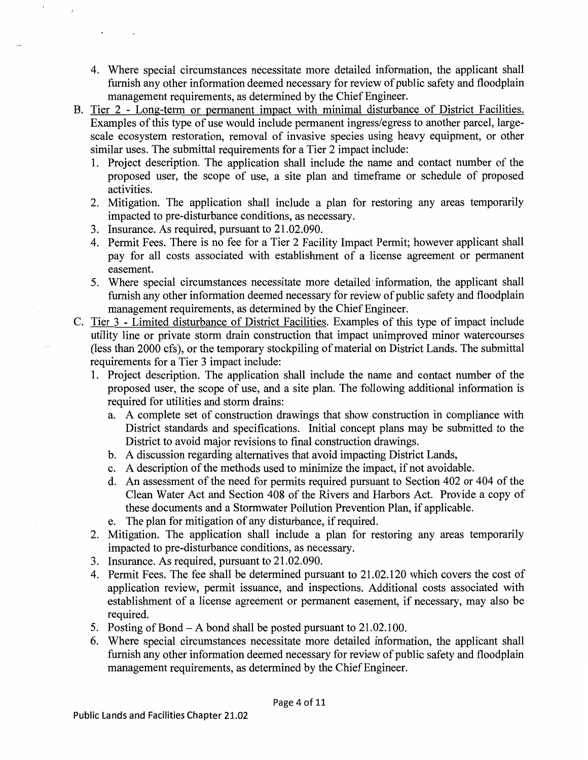4. Where special circumstances necessitate more detailed information, the applicant shall furnish any other information deemed necessary for review of public safety and floodplain management requirements, as determined by the Chief Engineer.

B. Tier 2 - Long-term or permanent impact with minimal disturbance of District Facilities. Examples of this type of use would include permanent ingress/egress to another parcel, large-scale ecosystem restoration, removal of invasive species using heavy equipment, or other similar uses. The submittal requirements for a Tier 2 impact include:
   1. Project description. The application shall include the name and contact number of the proposed user, the scope of use, a site plan and timeframe or schedule of proposed activities.
   2. Mitigation. The application shall include a plan for restoring any areas temporarily impacted to pre-disturbance conditions, as necessary.
   3. Insurance. As required, pursuant to 21.02.090.
   4. Permit Fees. There is no fee for a Tier 2 Facility Impact Permit; however applicant shall pay for all costs associated with establishment of a license agreement or permanent easement.
   5. Where special circumstances necessitate more detailed information, the applicant shall furnish any other information deemed necessary for review of public safety and floodplain management requirements, as determined by the Chief Engineer.

C. Tier 3 - Limited disturbance of District Facilities. Examples of this type of impact include utility line or private storm drain construction that impact unimproved minor watercourses (less than 2000 cfs), or the temporary stockpiling of material on District Lands. The submittal requirements for a Tier 3 impact include:
   1. Project description. The application shall include the name and contact number of the proposed user, the scope of use, and a site plan. The following additional information is required for utilities and storm drains:
      a. A complete set of construction drawings that show construction in compliance with District standards and specifications. Initial concept plans may be submitted to the District to avoid major revisions to final construction drawings.
      b. A discussion regarding alternatives that avoid impacting District Lands,
      c. A description of the methods used to minimize the impact, if not avoidable.
      d. An assessment of the need for permits required pursuant to Section 402 or 404 of the Clean Water Act and Section 408 of the Rivers and Harbors Act. Provide a copy of these documents and a Stormwater Pollution Prevention Plan, if applicable.
      e. The plan for mitigation of any disturbance, if required.
   2. Mitigation. The application shall include a plan for restoring any areas temporarily impacted to pre-disturbance conditions, as necessary.
   3. Insurance. As required, pursuant to 21.02.090.
   4. Permit Fees. The fee shall be determined pursuant to 21.02.120 which covers the cost of application review, permit issuance, and inspections. Additional costs associated with establishment of a license agreement or permanent easement, if necessary, may also be required.
   5. Posting of Bond – A bond shall be posted pursuant to 21.02.100.
   6. Where special circumstances necessitate more detailed information, the applicant shall furnish any other information deemed necessary for review of public safety and floodplain management requirements, as determined by the Chief Engineer.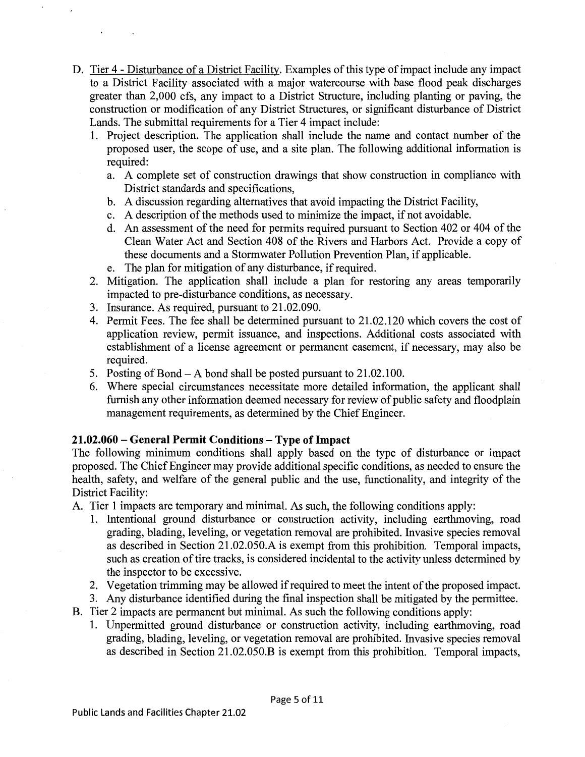D. Tier 4 - Disturbance of a District Facility. Examples of this type of impact include any impact to a District Facility associated with a major watercourse with base flood peak discharges greater than 2,000 cfs, any impact to a District Structure, including planting or paving, the construction or modification of any District Structures, or significant disturbance of District Lands. The submittal requirements for a Tier 4 impact include:
   1. Project description. The application shall include the name and contact number of the proposed user, the scope of use, and a site plan. The following additional information is required:
      a. A complete set of construction drawings that show construction in compliance with District standards and specifications,
      b. A discussion regarding alternatives that avoid impacting the District Facility,
      c. A description of the methods used to minimize the impact, if not avoidable.
      d. An assessment of the need for permits required pursuant to Section 402 or 404 of the Clean Water Act and Section 408 of the Rivers and Harbors Act. Provide a copy of these documents and a Stormwater Pollution Prevention Plan, if applicable.
      e. The plan for mitigation of any disturbance, if required.
   2. Mitigation. The application shall include a plan for restoring any areas temporarily impacted to pre-disturbance conditions, as necessary.
   3. Insurance. As required, pursuant to 21.02.090.
   4. Permit Fees. The fee shall be determined pursuant to 21.02.120 which covers the cost of application review, permit issuance, and inspections. Additional costs associated with establishment of a license agreement or permanent easement, if necessary, may also be required.
   5. Posting of Bond – A bond shall be posted pursuant to 21.02.100.
   6. Where special circumstances necessitate more detailed information, the applicant shall furnish any other information deemed necessary for review of public safety and floodplain management requirements, as determined by the Chief Engineer.

### 21.02.060 – General Permit Conditions – Type of Impact

The following minimum conditions shall apply based on the type of disturbance or impact proposed. The Chief Engineer may provide additional specific conditions, as needed to ensure the health, safety, and welfare of the general public and the use, functionality, and integrity of the District Facility:

A. Tier 1 impacts are temporary and minimal. As such, the following conditions apply:
   1. Intentional ground disturbance or construction activity, including earthmoving, road grading, blading, leveling, or vegetation removal are prohibited. Invasive species removal as described in Section 21.02.050.A is exempt from this prohibition. Temporal impacts, such as creation of tire tracks, is considered incidental to the activity unless determined by the inspector to be excessive.
   2. Vegetation trimming may be allowed if required to meet the intent of the proposed impact.
   3. Any disturbance identified during the final inspection shall be mitigated by the permittee.

B. Tier 2 impacts are permanent but minimal. As such the following conditions apply:
   1. Unpermitted ground disturbance or construction activity, including earthmoving, road grading, blading, leveling, or vegetation removal are prohibited. Invasive species removal as described in Section 21.02.050.B is exempt from this prohibition. Temporal impacts,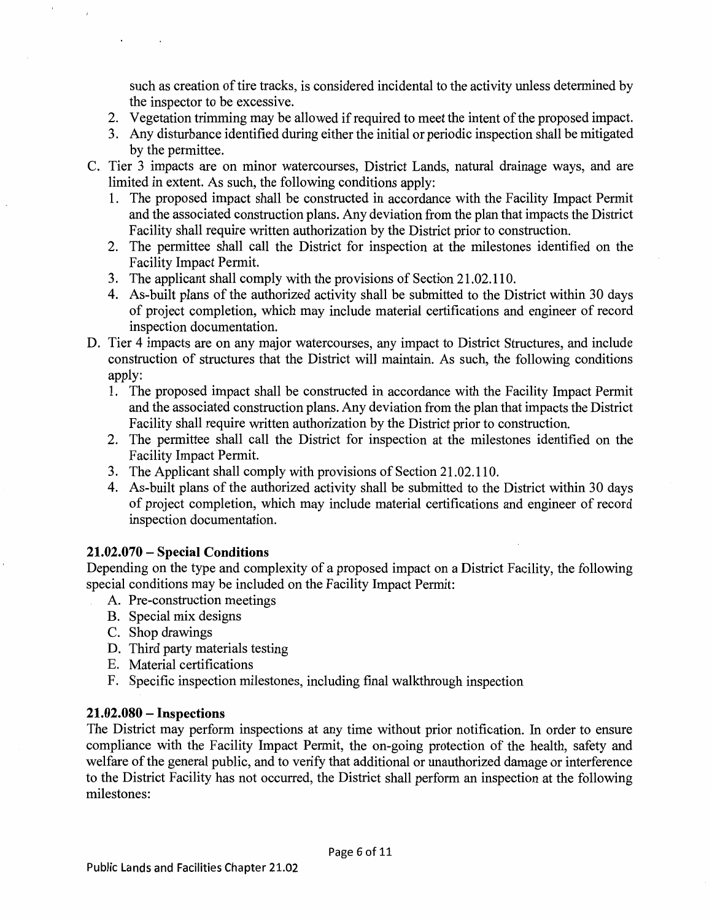such as creation of tire tracks, is considered incidental to the activity unless determined by the inspector to be excessive.

2. Vegetation trimming may be allowed if required to meet the intent of the proposed impact.
3. Any disturbance identified during either the initial or periodic inspection shall be mitigated by the permittee.

C. Tier 3 impacts are on minor watercourses, District Lands, natural drainage ways, and are limited in extent. As such, the following conditions apply:

1. The proposed impact shall be constructed in accordance with the Facility Impact Permit and the associated construction plans. Any deviation from the plan that impacts the District Facility shall require written authorization by the District prior to construction.
2. The permittee shall call the District for inspection at the milestones identified on the Facility Impact Permit.
3. The applicant shall comply with the provisions of Section 21.02.110.
4. As-built plans of the authorized activity shall be submitted to the District within 30 days of project completion, which may include material certifications and engineer of record inspection documentation.

D. Tier 4 impacts are on any major watercourses, any impact to District Structures, and include construction of structures that the District will maintain. As such, the following conditions apply:

1. The proposed impact shall be constructed in accordance with the Facility Impact Permit and the associated construction plans. Any deviation from the plan that impacts the District Facility shall require written authorization by the District prior to construction.
2. The permittee shall call the District for inspection at the milestones identified on the Facility Impact Permit.
3. The Applicant shall comply with provisions of Section 21.02.110.
4. As-built plans of the authorized activity shall be submitted to the District within 30 days of project completion, which may include material certifications and engineer of record inspection documentation.

### 21.02.070 – Special Conditions

Depending on the type and complexity of a proposed impact on a District Facility, the following special conditions may be included on the Facility Impact Permit:

A. Pre-construction meetings
B. Special mix designs
C. Shop drawings
D. Third party materials testing
E. Material certifications
F. Specific inspection milestones, including final walkthrough inspection

### 21.02.080 – Inspections

The District may perform inspections at any time without prior notification. In order to ensure compliance with the Facility Impact Permit, the on-going protection of the health, safety and welfare of the general public, and to verify that additional or unauthorized damage or interference to the District Facility has not occurred, the District shall perform an inspection at the following milestones: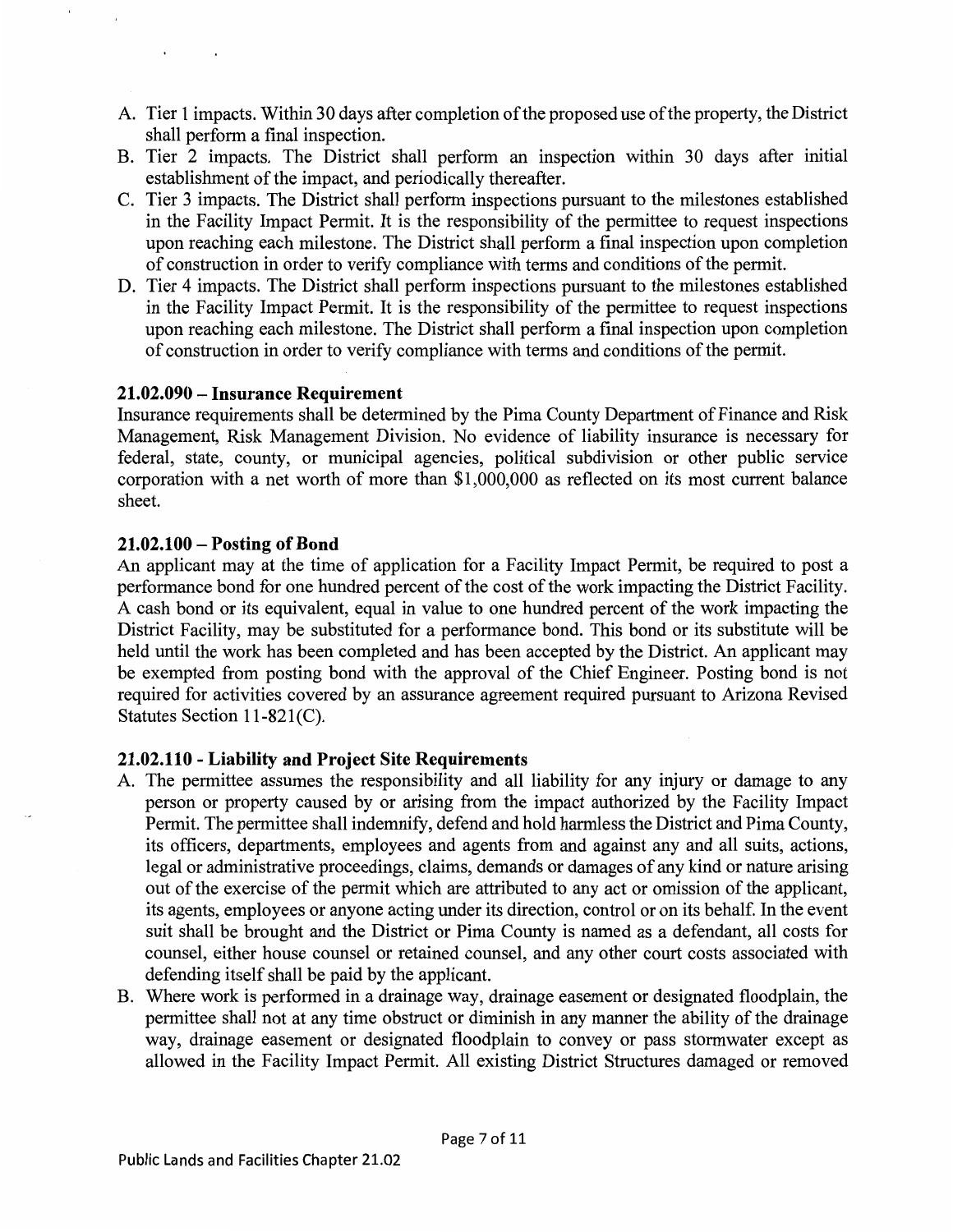A. Tier 1 impacts. Within 30 days after completion of the proposed use of the property, the District shall perform a final inspection.
B. Tier 2 impacts. The District shall perform an inspection within 30 days after initial establishment of the impact, and periodically thereafter.
C. Tier 3 impacts. The District shall perform inspections pursuant to the milestones established in the Facility Impact Permit. It is the responsibility of the permittee to request inspections upon reaching each milestone. The District shall perform a final inspection upon completion of construction in order to verify compliance with terms and conditions of the permit.
D. Tier 4 impacts. The District shall perform inspections pursuant to the milestones established in the Facility Impact Permit. It is the responsibility of the permittee to request inspections upon reaching each milestone. The District shall perform a final inspection upon completion of construction in order to verify compliance with terms and conditions of the permit.

### 21.02.090 – Insurance Requirement

Insurance requirements shall be determined by the Pima County Department of Finance and Risk Management, Risk Management Division. No evidence of liability insurance is necessary for federal, state, county, or municipal agencies, political subdivision or other public service corporation with a net worth of more than $1,000,000 as reflected on its most current balance sheet.

### 21.02.100 – Posting of Bond

An applicant may at the time of application for a Facility Impact Permit, be required to post a performance bond for one hundred percent of the cost of the work impacting the District Facility. A cash bond or its equivalent, equal in value to one hundred percent of the work impacting the District Facility, may be substituted for a performance bond. This bond or its substitute will be held until the work has been completed and has been accepted by the District. An applicant may be exempted from posting bond with the approval of the Chief Engineer. Posting bond is not required for activities covered by an assurance agreement required pursuant to Arizona Revised Statutes Section 11-821(C).

### 21.02.110 - Liability and Project Site Requirements

A. The permittee assumes the responsibility and all liability for any injury or damage to any person or property caused by or arising from the impact authorized by the Facility Impact Permit. The permittee shall indemnify, defend and hold harmless the District and Pima County, its officers, departments, employees and agents from and against any and all suits, actions, legal or administrative proceedings, claims, demands or damages of any kind or nature arising out of the exercise of the permit which are attributed to any act or omission of the applicant, its agents, employees or anyone acting under its direction, control or on its behalf. In the event suit shall be brought and the District or Pima County is named as a defendant, all costs for counsel, either house counsel or retained counsel, and any other court costs associated with defending itself shall be paid by the applicant.
B. Where work is performed in a drainage way, drainage easement or designated floodplain, the permittee shall not at any time obstruct or diminish in any manner the ability of the drainage way, drainage easement or designated floodplain to convey or pass stormwater except as allowed in the Facility Impact Permit. All existing District Structures damaged or removed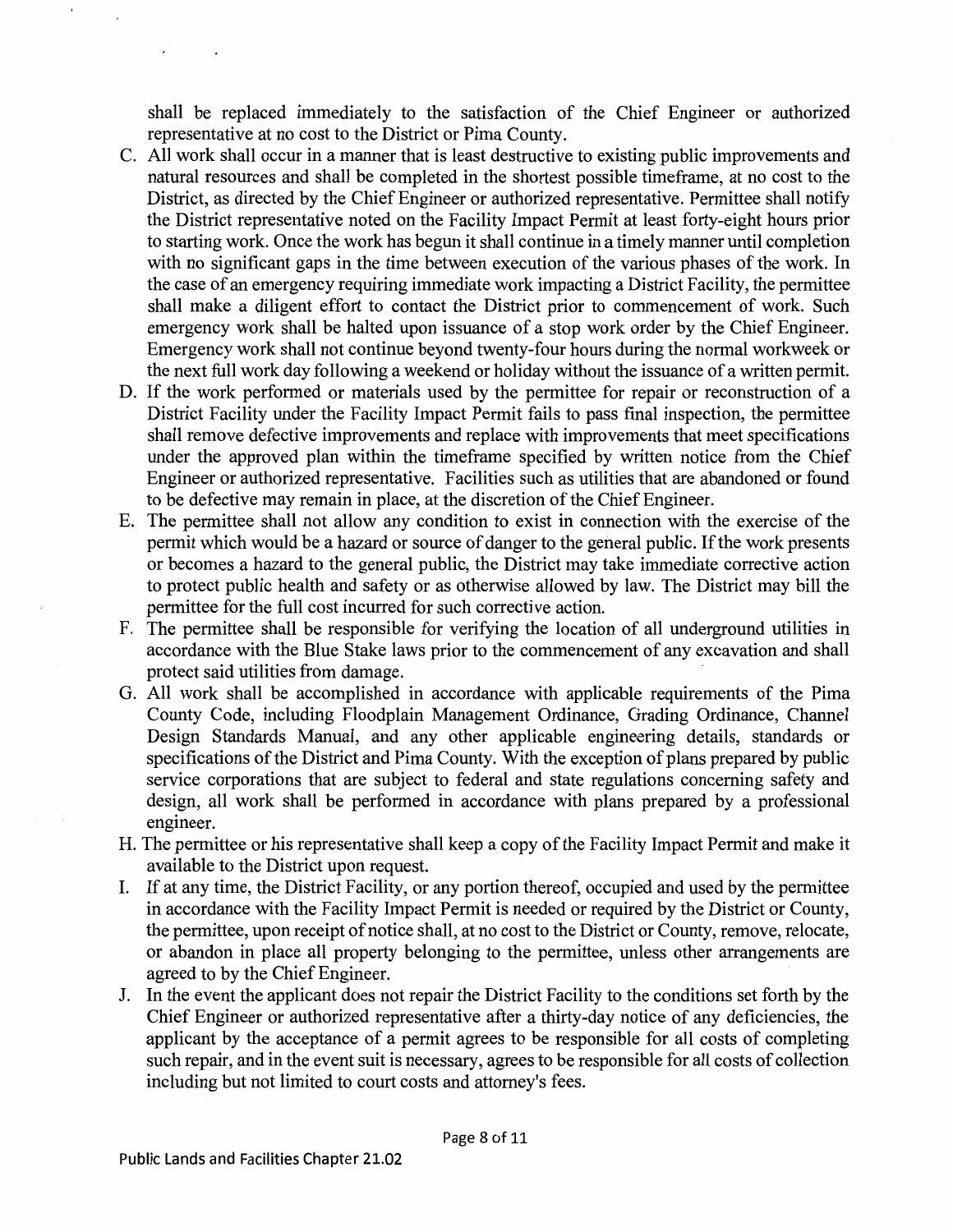shall be replaced immediately to the satisfaction of the Chief Engineer or authorized representative at no cost to the District or Pima County.

C. All work shall occur in a manner that is least destructive to existing public improvements and natural resources and shall be completed in the shortest possible timeframe, at no cost to the District, as directed by the Chief Engineer or authorized representative. Permittee shall notify the District representative noted on the Facility Impact Permit at least forty-eight hours prior to starting work. Once the work has begun it shall continue in a timely manner until completion with no significant gaps in the time between execution of the various phases of the work. In the case of an emergency requiring immediate work impacting a District Facility, the permittee shall make a diligent effort to contact the District prior to commencement of work. Such emergency work shall be halted upon issuance of a stop work order by the Chief Engineer. Emergency work shall not continue beyond twenty-four hours during the normal workweek or the next full work day following a weekend or holiday without the issuance of a written permit.

D. If the work performed or materials used by the permittee for repair or reconstruction of a District Facility under the Facility Impact Permit fails to pass final inspection, the permittee shall remove defective improvements and replace with improvements that meet specifications under the approved plan within the timeframe specified by written notice from the Chief Engineer or authorized representative. Facilities such as utilities that are abandoned or found to be defective may remain in place, at the discretion of the Chief Engineer.

E. The permittee shall not allow any condition to exist in connection with the exercise of the permit which would be a hazard or source of danger to the general public. If the work presents or becomes a hazard to the general public, the District may take immediate corrective action to protect public health and safety or as otherwise allowed by law. The District may bill the permittee for the full cost incurred for such corrective action.

F. The permittee shall be responsible for verifying the location of all underground utilities in accordance with the Blue Stake laws prior to the commencement of any excavation and shall protect said utilities from damage.

G. All work shall be accomplished in accordance with applicable requirements of the Pima County Code, including Floodplain Management Ordinance, Grading Ordinance, Channel Design Standards Manual, and any other applicable engineering details, standards or specifications of the District and Pima County. With the exception of plans prepared by public service corporations that are subject to federal and state regulations concerning safety and design, all work shall be performed in accordance with plans prepared by a professional engineer.

H. The permittee or his representative shall keep a copy of the Facility Impact Permit and make it available to the District upon request.

I. If at any time, the District Facility, or any portion thereof, occupied and used by the permittee in accordance with the Facility Impact Permit is needed or required by the District or County, the permittee, upon receipt of notice shall, at no cost to the District or County, remove, relocate, or abandon in place all property belonging to the permittee, unless other arrangements are agreed to by the Chief Engineer.

J. In the event the applicant does not repair the District Facility to the conditions set forth by the Chief Engineer or authorized representative after a thirty-day notice of any deficiencies, the applicant by the acceptance of a permit agrees to be responsible for all costs of completing such repair, and in the event suit is necessary, agrees to be responsible for all costs of collection including but not limited to court costs and attorney's fees.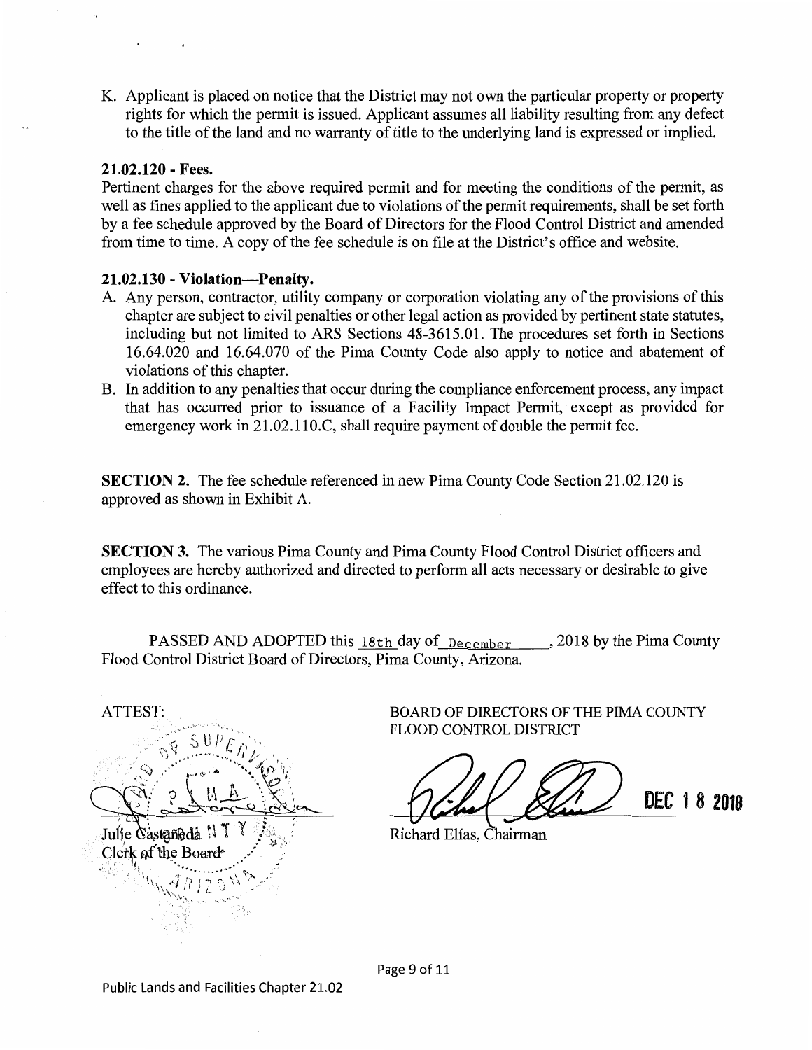K. Applicant is placed on notice that the District may not own the particular property or property rights for which the permit is issued. Applicant assumes all liability resulting from any defect to the title of the land and no warranty of title to the underlying land is expressed or implied.

**21.02.120 - Fees.**

Pertinent charges for the above required permit and for meeting the conditions of the permit, as well as fines applied to the applicant due to violations of the permit requirements, shall be set forth by a fee schedule approved by the Board of Directors for the Flood Control District and amended from time to time. A copy of the fee schedule is on file at the District's office and website.

**21.02.130 - Violation—Penalty.**

A. Any person, contractor, utility company or corporation violating any of the provisions of this chapter are subject to civil penalties or other legal action as provided by pertinent state statutes, including but not limited to ARS Sections 48-3615.01. The procedures set forth in Sections 16.64.020 and 16.64.070 of the Pima County Code also apply to notice and abatement of violations of this chapter.

B. In addition to any penalties that occur during the compliance enforcement process, any impact that has occurred prior to issuance of a Facility Impact Permit, except as provided for emergency work in 21.02.110.C, shall require payment of double the permit fee.

**SECTION 2.** The fee schedule referenced in new Pima County Code Section 21.02.120 is approved as shown in Exhibit A.

**SECTION 3.** The various Pima County and Pima County Flood Control District officers and employees are hereby authorized and directed to perform all acts necessary or desirable to give effect to this ordinance.

PASSED AND ADOPTED this 18th day of December, 2018 by the Pima County Flood Control District Board of Directors, Pima County, Arizona.

ATTEST:

Julie Castañeda
Clerk of the Board

BOARD OF DIRECTORS OF THE PIMA COUNTY FLOOD CONTROL DISTRICT

DEC 18 2018

Richard Elías, Chairman

Public Lands and Facilities Chapter 21.02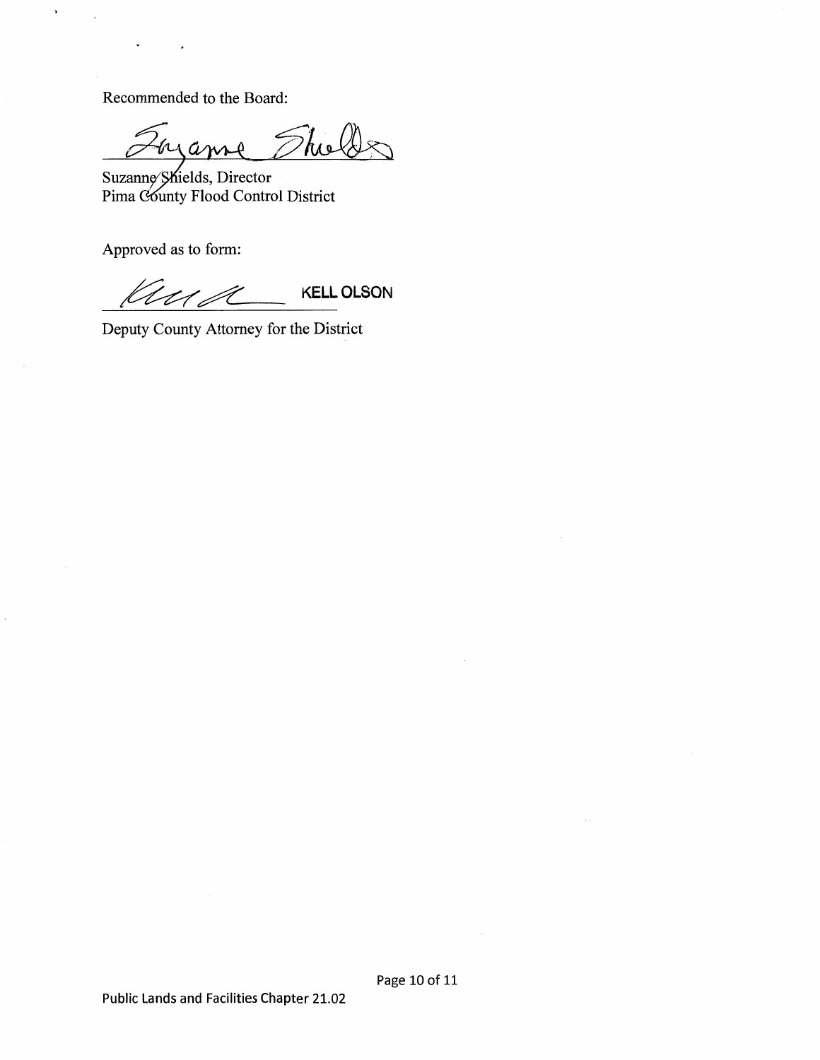Recommended to the Board:

Suzanne Shields, Director
Pima County Flood Control District

Approved as to form:

KELL OLSON

Deputy County Attorney for the District

Public Lands and Facilities Chapter 21.02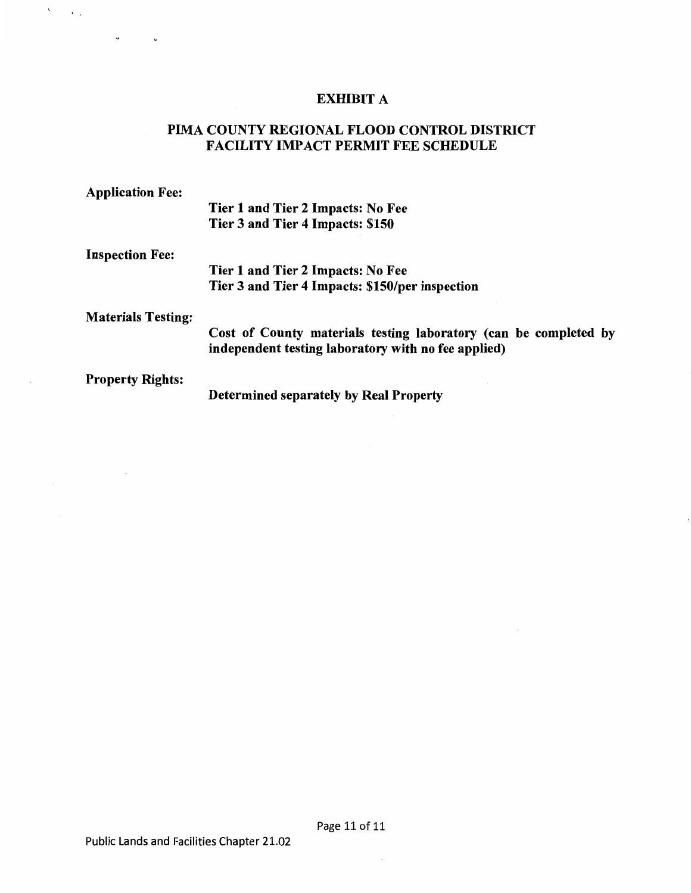# EXHIBIT A

## PIMA COUNTY REGIONAL FLOOD CONTROL DISTRICT FACILITY IMPACT PERMIT FEE SCHEDULE

**Application Fee:**

**Tier 1 and Tier 2 Impacts: No Fee**
**Tier 3 and Tier 4 Impacts: $150**

**Inspection Fee:**

**Tier 1 and Tier 2 Impacts: No Fee**
**Tier 3 and Tier 4 Impacts: $150/per inspection**

**Materials Testing:**

**Cost of County materials testing laboratory (can be completed by independent testing laboratory with no fee applied)**

**Property Rights:**

**Determined separately by Real Property**